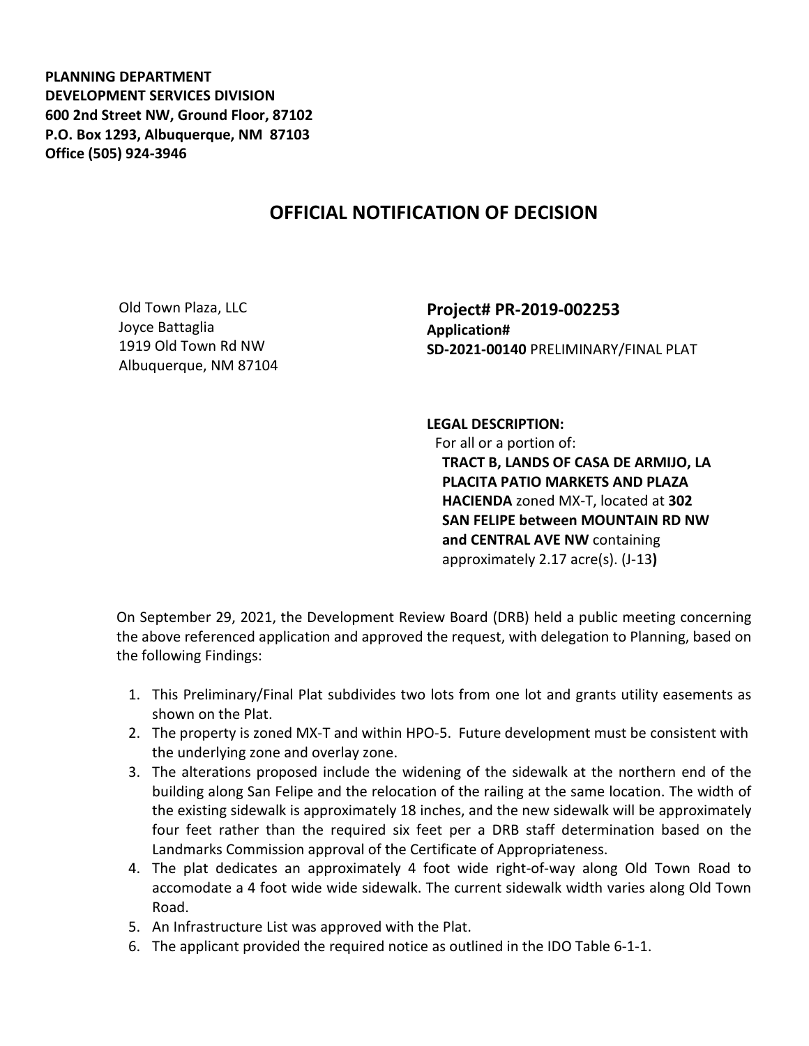**PLANNING DEPARTMENT**
**DEVELOPMENT SERVICES DIVISION**
**600 2nd Street NW, Ground Floor, 87102**
**P.O. Box 1293, Albuquerque, NM 87103**
**Office (505) 924-3946**

# OFFICIAL NOTIFICATION OF DECISION

Old Town Plaza, LLC
Joyce Battaglia
1919 Old Town Rd NW
Albuquerque, NM 87104

**Project# PR-2019-002253**
**Application#**
**SD-2021-00140** PRELIMINARY/FINAL PLAT

**LEGAL DESCRIPTION:**
For all or a portion of:
**TRACT B, LANDS OF CASA DE ARMIJO, LA PLACITA PATIO MARKETS AND PLAZA HACIENDA** zoned MX-T, located at **302 SAN FELIPE between MOUNTAIN RD NW and CENTRAL AVE NW** containing approximately 2.17 acre(s). (J-13**)**

On September 29, 2021, the Development Review Board (DRB) held a public meeting concerning the above referenced application and approved the request, with delegation to Planning, based on the following Findings:

1. This Preliminary/Final Plat subdivides two lots from one lot and grants utility easements as shown on the Plat.
2. The property is zoned MX-T and within HPO-5. Future development must be consistent with the underlying zone and overlay zone.
3. The alterations proposed include the widening of the sidewalk at the northern end of the building along San Felipe and the relocation of the railing at the same location. The width of the existing sidewalk is approximately 18 inches, and the new sidewalk will be approximately four feet rather than the required six feet per a DRB staff determination based on the Landmarks Commission approval of the Certificate of Appropriateness.
4. The plat dedicates an approximately 4 foot wide right-of-way along Old Town Road to accomodate a 4 foot wide wide sidewalk. The current sidewalk width varies along Old Town Road.
5. An Infrastructure List was approved with the Plat.
6. The applicant provided the required notice as outlined in the IDO Table 6-1-1.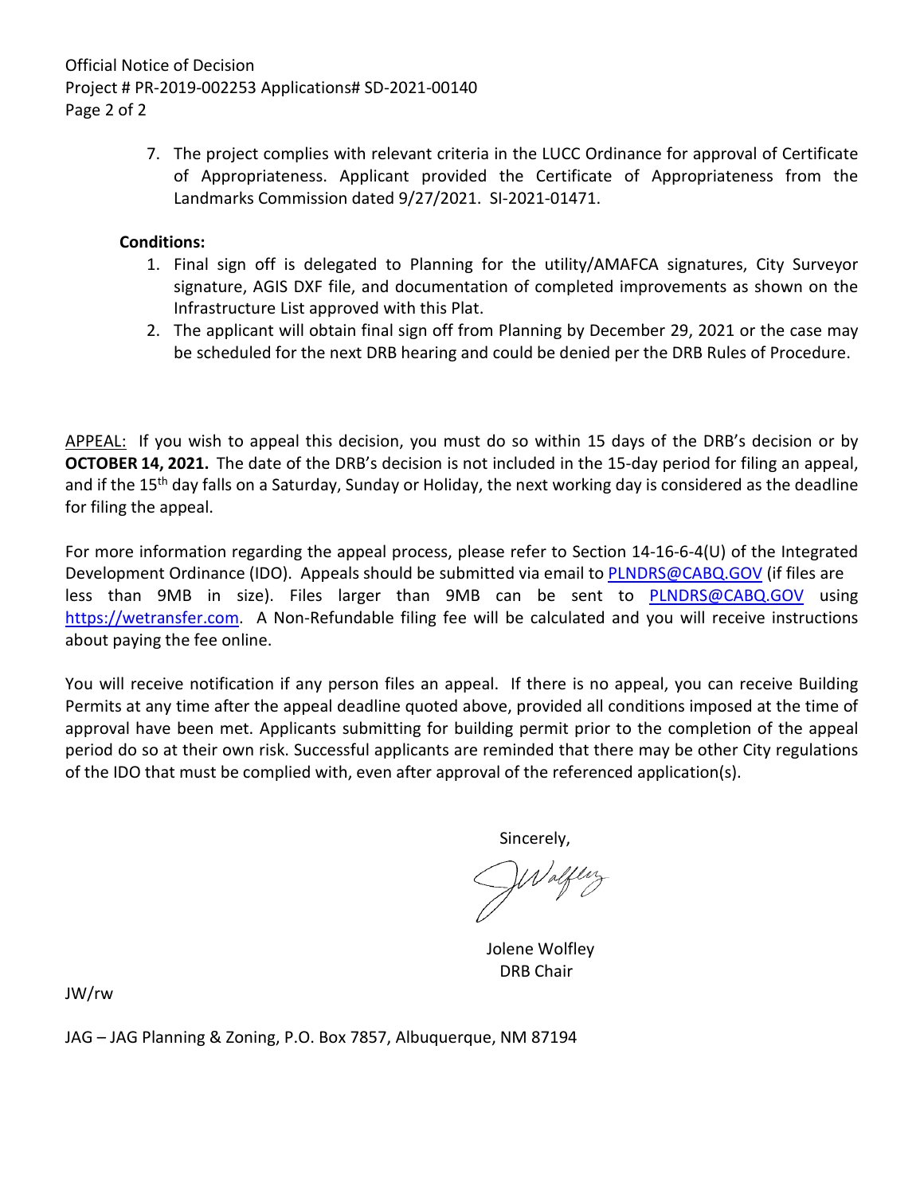7. The project complies with relevant criteria in the LUCC Ordinance for approval of Certificate of Appropriateness. Applicant provided the Certificate of Appropriateness from the Landmarks Commission dated 9/27/2021. SI-2021-01471.

**Conditions:**

1. Final sign off is delegated to Planning for the utility/AMAFCA signatures, City Surveyor signature, AGIS DXF file, and documentation of completed improvements as shown on the Infrastructure List approved with this Plat.
2. The applicant will obtain final sign off from Planning by December 29, 2021 or the case may be scheduled for the next DRB hearing and could be denied per the DRB Rules of Procedure.

APPEAL: If you wish to appeal this decision, you must do so within 15 days of the DRB's decision or by **OCTOBER 14, 2021.** The date of the DRB's decision is not included in the 15-day period for filing an appeal, and if the 15th day falls on a Saturday, Sunday or Holiday, the next working day is considered as the deadline for filing the appeal.

For more information regarding the appeal process, please refer to Section 14-16-6-4(U) of the Integrated Development Ordinance (IDO). Appeals should be submitted via email to PLNDRS@CABQ.GOV (if files are less than 9MB in size). Files larger than 9MB can be sent to PLNDRS@CABQ.GOV using https://wetransfer.com. A Non-Refundable filing fee will be calculated and you will receive instructions about paying the fee online.

You will receive notification if any person files an appeal. If there is no appeal, you can receive Building Permits at any time after the appeal deadline quoted above, provided all conditions imposed at the time of approval have been met. Applicants submitting for building permit prior to the completion of the appeal period do so at their own risk. Successful applicants are reminded that there may be other City regulations of the IDO that must be complied with, even after approval of the referenced application(s).

Sincerely,

Jolene Wolfley
DRB Chair

JW/rw

JAG – JAG Planning & Zoning, P.O. Box 7857, Albuquerque, NM 87194